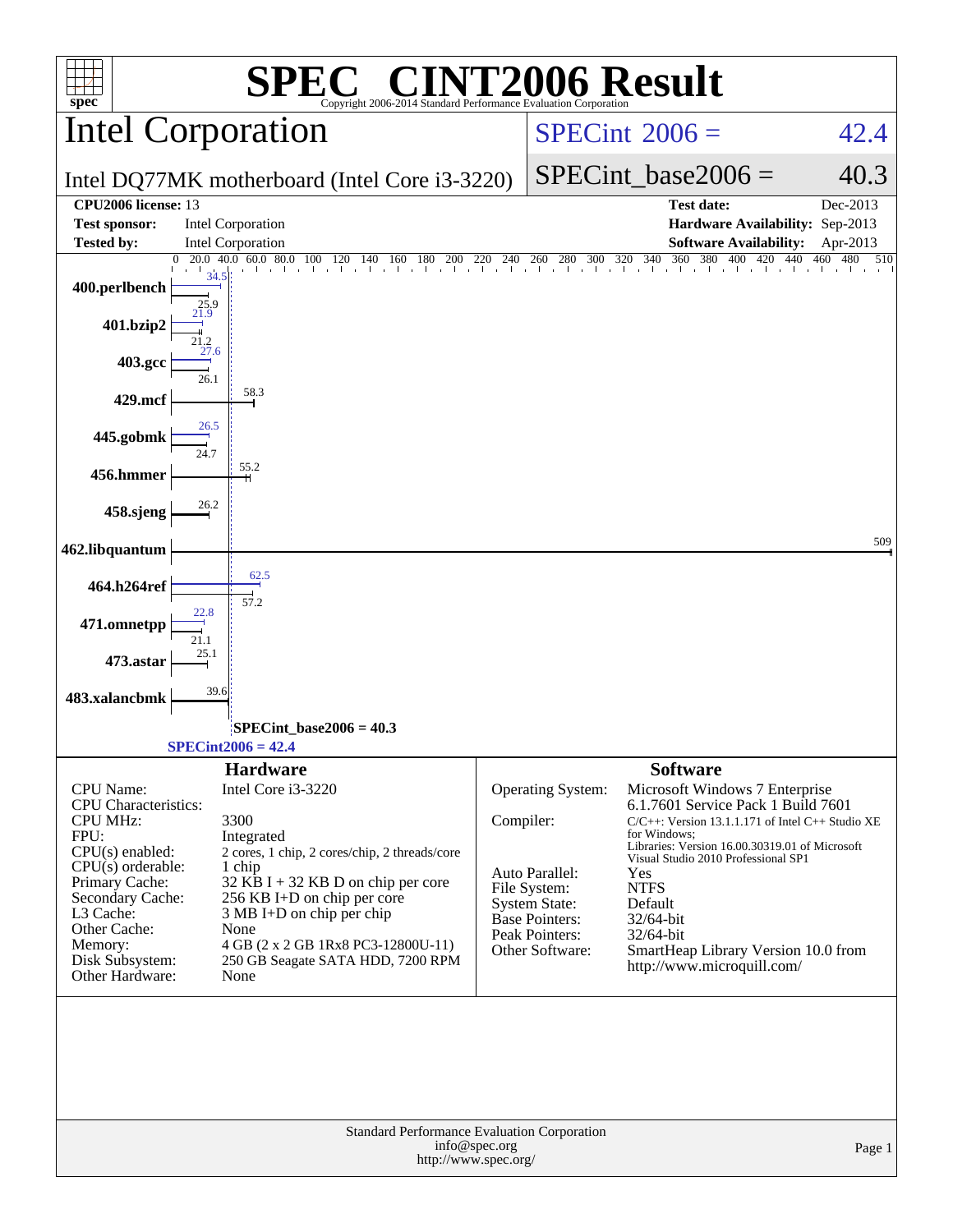# SPEC® CINT2006 Result

Copyright 2006-2014 Standard Performance Evaluation Corporation

## Intel Corporation

Intel DQ77MK motherboard (Intel Core i3-3220)

SPECint 2006 = 42.4

SPECint_base2006 = 40.3

| | | | |
|---|---|---|---|
| **CPU2006 license:** 13 | | **Test date:** | Dec-2013 |
| **Test sponsor:** | Intel Corporation | **Hardware Availability:** | Sep-2013 |
| **Tested by:** | Intel Corporation | **Software Availability:** | Apr-2013 |

| Benchmark | Peak | Base |
|---|---|---|
| 400.perlbench | 34.5 | 25.9 |
| 401.bzip2 | 21.9 | 21.2 |
| 403.gcc | 27.6 | 26.1 |
| 429.mcf | | 58.3 |
| 445.gobmk | 26.5 | 24.7 |
| 456.hmmer | | 55.2 |
| 458.sjeng | | 26.2 |
| 462.libquantum | | 509 |
| 464.h264ref | 62.5 | 57.2 |
| 471.omnetpp | 22.8 | 21.1 |
| 473.astar | | 25.1 |
| 483.xalancbmk | | 39.6 |

SPECint_base2006 = 40.3

SPECint2006 = 42.4

### Hardware

| | |
|---|---|
| CPU Name: | Intel Core i3-3220 |
| CPU Characteristics: | |
| CPU MHz: | 3300 |
| FPU: | Integrated |
| CPU(s) enabled: | 2 cores, 1 chip, 2 cores/chip, 2 threads/core |
| CPU(s) orderable: | 1 chip |
| Primary Cache: | 32 KB I + 32 KB D on chip per core |
| Secondary Cache: | 256 KB I+D on chip per core |
| L3 Cache: | 3 MB I+D on chip per chip |
| Other Cache: | None |
| Memory: | 4 GB (2 x 2 GB 1Rx8 PC3-12800U-11) |
| Disk Subsystem: | 250 GB Seagate SATA HDD, 7200 RPM |
| Other Hardware: | None |

### Software

| | |
|---|---|
| Operating System: | Microsoft Windows 7 Enterprise 6.1.7601 Service Pack 1 Build 7601 |
| Compiler: | C/C++: Version 13.1.1.171 of Intel C++ Studio XE for Windows; Libraries: Version 16.00.30319.01 of Microsoft Visual Studio 2010 Professional SP1 |
| Auto Parallel: | Yes |
| File System: | NTFS |
| System State: | Default |
| Base Pointers: | 32/64-bit |
| Peak Pointers: | 32/64-bit |
| Other Software: | SmartHeap Library Version 10.0 from http://www.microquill.com/ |

Standard Performance Evaluation Corporation
info@spec.org
http://www.spec.org/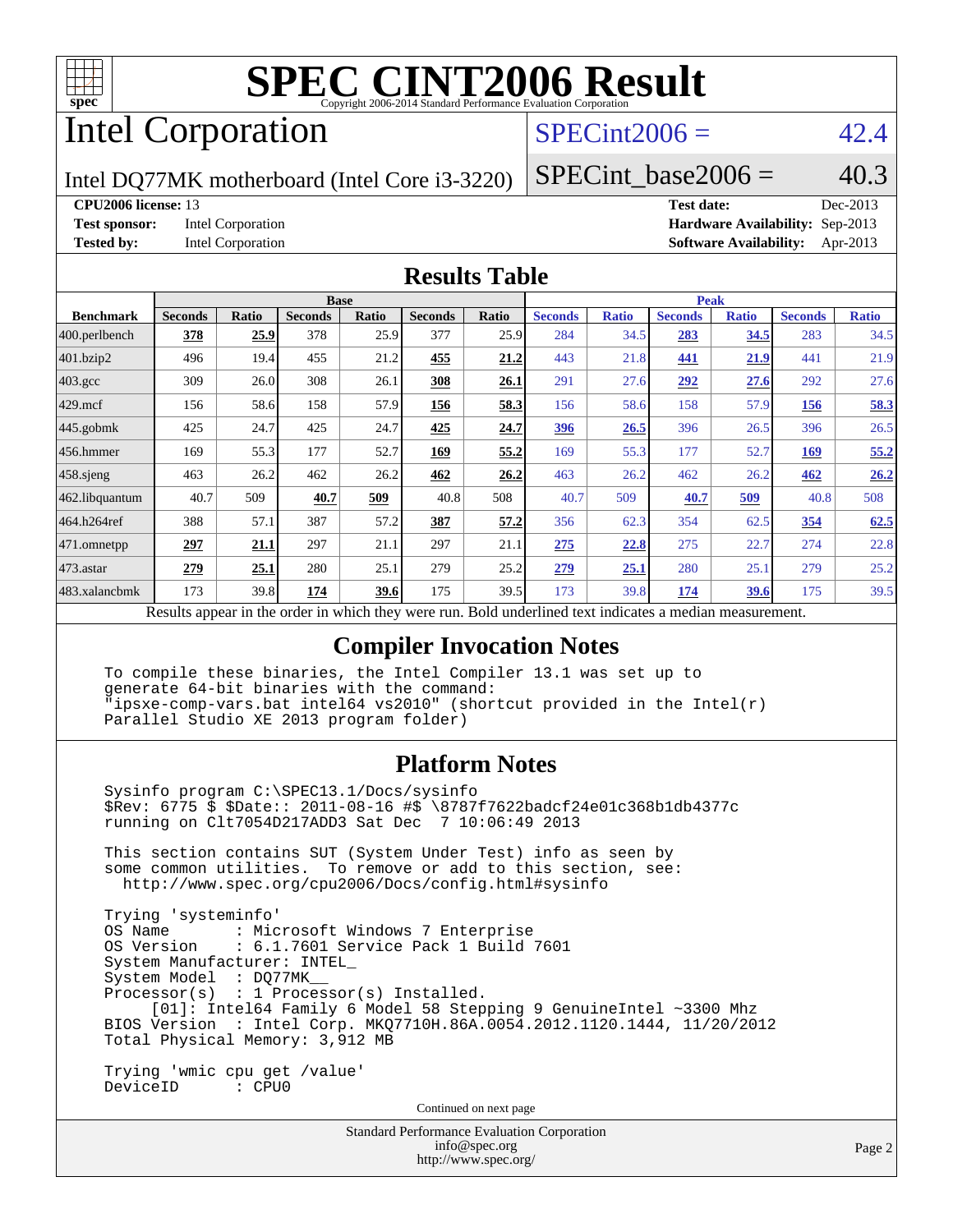# SPEC CINT2006 Result

Copyright 2006-2014 Standard Performance Evaluation Corporation

## Intel Corporation

Intel DQ77MK motherboard (Intel Core i3-3220)

SPECint2006 = 42.4

SPECint_base2006 = 40.3

**CPU2006 license:** 13
**Test sponsor:** Intel Corporation
**Tested by:** Intel Corporation

**Test date:** Dec-2013
**Hardware Availability:** Sep-2013
**Software Availability:** Apr-2013

## Results Table

| Benchmark | Base | | | | | | Peak | | | | | |
|---|---|---|---|---|---|---|---|---|---|---|---|---|
| | Seconds | Ratio | Seconds | Ratio | Seconds | Ratio | Seconds | Ratio | Seconds | Ratio | Seconds | Ratio |
| 400.perlbench | **378** | **25.9** | 378 | 25.9 | 377 | 25.9 | 284 | 34.5 | **283** | **34.5** | 283 | 34.5 |
| 401.bzip2 | 496 | 19.4 | 455 | 21.2 | **455** | **21.2** | 443 | 21.8 | **441** | **21.9** | 441 | 21.9 |
| 403.gcc | 309 | 26.0 | 308 | 26.1 | **308** | **26.1** | 291 | 27.6 | **292** | **27.6** | 292 | 27.6 |
| 429.mcf | 156 | 58.6 | 158 | 57.9 | **156** | **58.3** | 156 | 58.6 | 158 | 57.9 | **156** | **58.3** |
| 445.gobmk | 425 | 24.7 | 425 | 24.7 | **425** | **24.7** | **396** | **26.5** | 396 | 26.5 | 396 | 26.5 |
| 456.hmmer | 169 | 55.3 | 177 | 52.7 | **169** | **55.2** | 169 | 55.3 | 177 | 52.7 | **169** | **55.2** |
| 458.sjeng | 463 | 26.2 | 462 | 26.2 | **462** | **26.2** | 463 | 26.2 | 462 | 26.2 | **462** | **26.2** |
| 462.libquantum | 40.7 | 509 | **40.7** | **509** | 40.8 | 508 | 40.7 | 509 | **40.7** | **509** | 40.8 | 508 |
| 464.h264ref | 388 | 57.1 | 387 | 57.2 | **387** | **57.2** | 356 | 62.3 | 354 | 62.5 | **354** | **62.5** |
| 471.omnetpp | **297** | **21.1** | 297 | 21.1 | 297 | 21.1 | **275** | **22.8** | 275 | 22.7 | 274 | 22.8 |
| 473.astar | **279** | **25.1** | 280 | 25.1 | 279 | 25.2 | **279** | **25.1** | 280 | 25.1 | 279 | 25.2 |
| 483.xalancbmk | 173 | 39.8 | **174** | **39.6** | 175 | 39.5 | 173 | 39.8 | **174** | **39.6** | 175 | 39.5 |

Results appear in the order in which they were run. Bold underlined text indicates a median measurement.

## Compiler Invocation Notes

```
To compile these binaries, the Intel Compiler 13.1 was set up to
generate 64-bit binaries with the command:
"ipsxe-comp-vars.bat intel64 vs2010" (shortcut provided in the Intel(r)
Parallel Studio XE 2013 program folder)
```

## Platform Notes

```
Sysinfo program C:\SPEC13.1/Docs/sysinfo
$Rev: 6775 $ $Date:: 2011-08-16 #$ \8787f7622badcf24e01c368b1db4377c
running on Clt7054D217ADD3 Sat Dec  7 10:06:49 2013

This section contains SUT (System Under Test) info as seen by
some common utilities.  To remove or add to this section, see:
  http://www.spec.org/cpu2006/Docs/config.html#sysinfo

Trying 'systeminfo'
OS Name       : Microsoft Windows 7 Enterprise
OS Version    : 6.1.7601 Service Pack 1 Build 7601
System Manufacturer: INTEL_
System Model  : DQ77MK__
Processor(s)  : 1 Processor(s) Installed.
     [01]: Intel64 Family 6 Model 58 Stepping 9 GenuineIntel ~3300 Mhz
BIOS Version  : Intel Corp. MKQ7710H.86A.0054.2012.1120.1444, 11/20/2012
Total Physical Memory: 3,912 MB

Trying 'wmic cpu get /value'
DeviceID      : CPU0
```

Continued on next page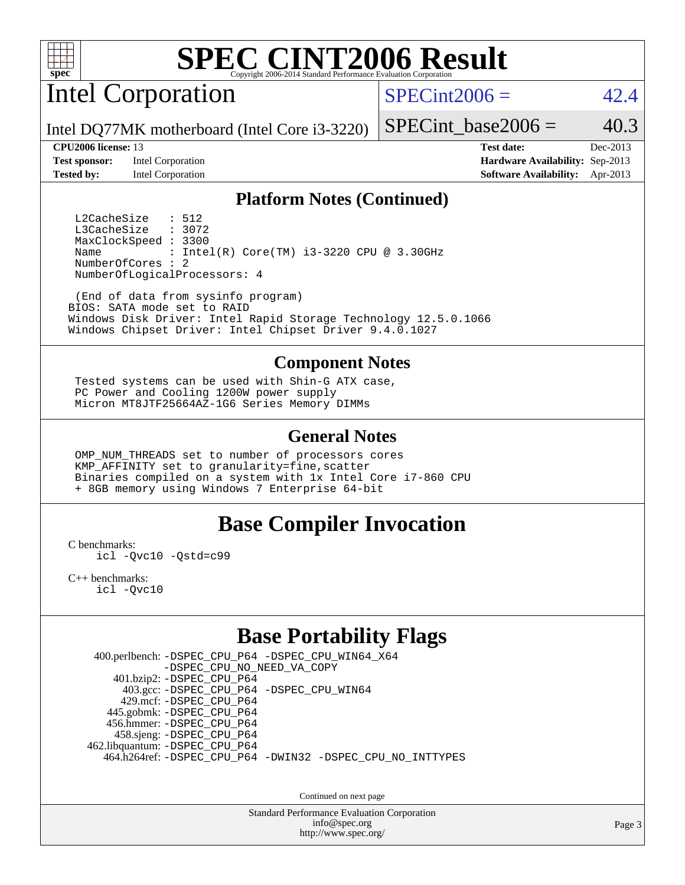# SPEC CINT2006 Result

Copyright 2006-2014 Standard Performance Evaluation Corporation

## Intel Corporation

Intel DQ77MK motherboard (Intel Core i3-3220)

SPECint2006 = 42.4

SPECint_base2006 = 40.3

**CPU2006 license:** 13
**Test sponsor:** Intel Corporation
**Tested by:** Intel Corporation

**Test date:** Dec-2013
**Hardware Availability:** Sep-2013
**Software Availability:** Apr-2013

### Platform Notes (Continued)

```
  L2CacheSize   : 512
  L3CacheSize   : 3072
  MaxClockSpeed : 3300
  Name          : Intel(R) Core(TM) i3-3220 CPU @ 3.30GHz
  NumberOfCores : 2
  NumberOfLogicalProcessors: 4

  (End of data from sysinfo program)
BIOS: SATA mode set to RAID
Windows Disk Driver: Intel Rapid Storage Technology 12.5.0.1066
Windows Chipset Driver: Intel Chipset Driver 9.4.0.1027
```

### Component Notes

```
Tested systems can be used with Shin-G ATX case,
PC Power and Cooling 1200W power supply
Micron MT8JTF25664AZ-1G6 Series Memory DIMMs
```

### General Notes

```
OMP_NUM_THREADS set to number of processors cores
KMP_AFFINITY set to granularity=fine,scatter
Binaries compiled on a system with 1x Intel Core i7-860 CPU
+ 8GB memory using Windows 7 Enterprise 64-bit
```

## Base Compiler Invocation

C benchmarks:
    icl -Qvc10 -Qstd=c99

C++ benchmarks:
    icl -Qvc10

## Base Portability Flags

400.perlbench: -DSPEC_CPU_P64 -DSPEC_CPU_WIN64_X64 -DSPEC_CPU_NO_NEED_VA_COPY
401.bzip2: -DSPEC_CPU_P64
403.gcc: -DSPEC_CPU_P64 -DSPEC_CPU_WIN64
429.mcf: -DSPEC_CPU_P64
445.gobmk: -DSPEC_CPU_P64
456.hmmer: -DSPEC_CPU_P64
458.sjeng: -DSPEC_CPU_P64
462.libquantum: -DSPEC_CPU_P64
464.h264ref: -DSPEC_CPU_P64 -DWIN32 -DSPEC_CPU_NO_INTTYPES

Continued on next page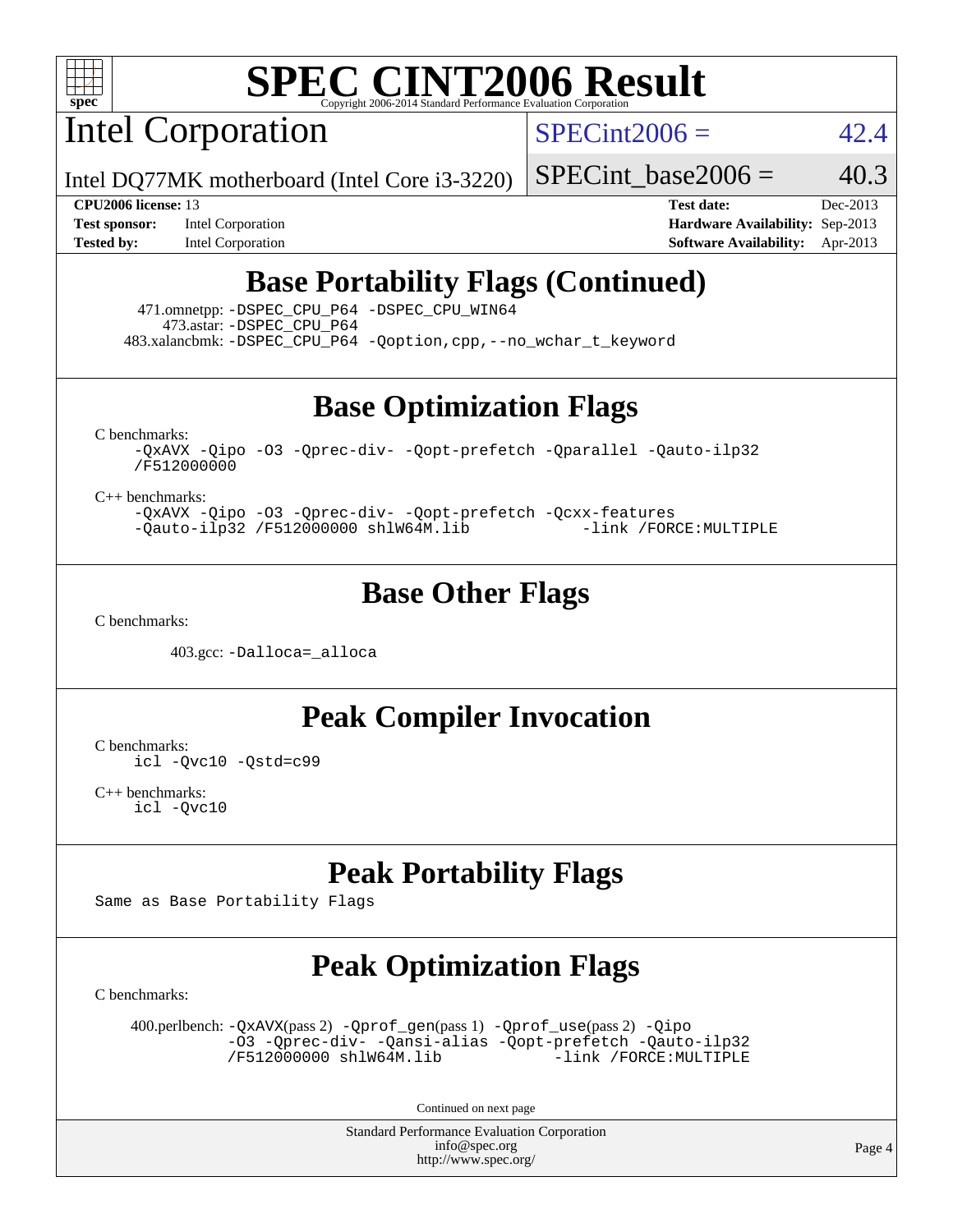# SPEC CINT2006 Result

Copyright 2006-2014 Standard Performance Evaluation Corporation

## Intel Corporation

Intel DQ77MK motherboard (Intel Core i3-3220)

SPECint2006 = 42.4

SPECint_base2006 = 40.3

**CPU2006 license:** 13
**Test sponsor:** Intel Corporation
**Tested by:** Intel Corporation

**Test date:** Dec-2013
**Hardware Availability:** Sep-2013
**Software Availability:** Apr-2013

## Base Portability Flags (Continued)

471.omnetpp: `-DSPEC_CPU_P64 -DSPEC_CPU_WIN64`
473.astar: `-DSPEC_CPU_P64`
483.xalancbmk: `-DSPEC_CPU_P64 -Qoption,cpp,--no_wchar_t_keyword`

## Base Optimization Flags

C benchmarks:

```
-QxAVX -Qipo -O3 -Qprec-div- -Qopt-prefetch -Qparallel -Qauto-ilp32
/F512000000
```

C++ benchmarks:

```
-QxAVX -Qipo -O3 -Qprec-div- -Qopt-prefetch -Qcxx-features
-Qauto-ilp32 /F512000000 shlW64M.lib            -link /FORCE:MULTIPLE
```

## Base Other Flags

C benchmarks:

403.gcc: `-Dalloca=_alloca`

## Peak Compiler Invocation

C benchmarks:

```
icl -Qvc10 -Qstd=c99
```

C++ benchmarks:

```
icl -Qvc10
```

## Peak Portability Flags

Same as Base Portability Flags

## Peak Optimization Flags

C benchmarks:

400.perlbench: `-QxAVX`(pass 2) `-Qprof_gen`(pass 1) `-Qprof_use`(pass 2) `-Qipo -O3 -Qprec-div- -Qansi-alias -Qopt-prefetch -Qauto-ilp32 /F512000000 shlW64M.lib -link /FORCE:MULTIPLE`

Continued on next page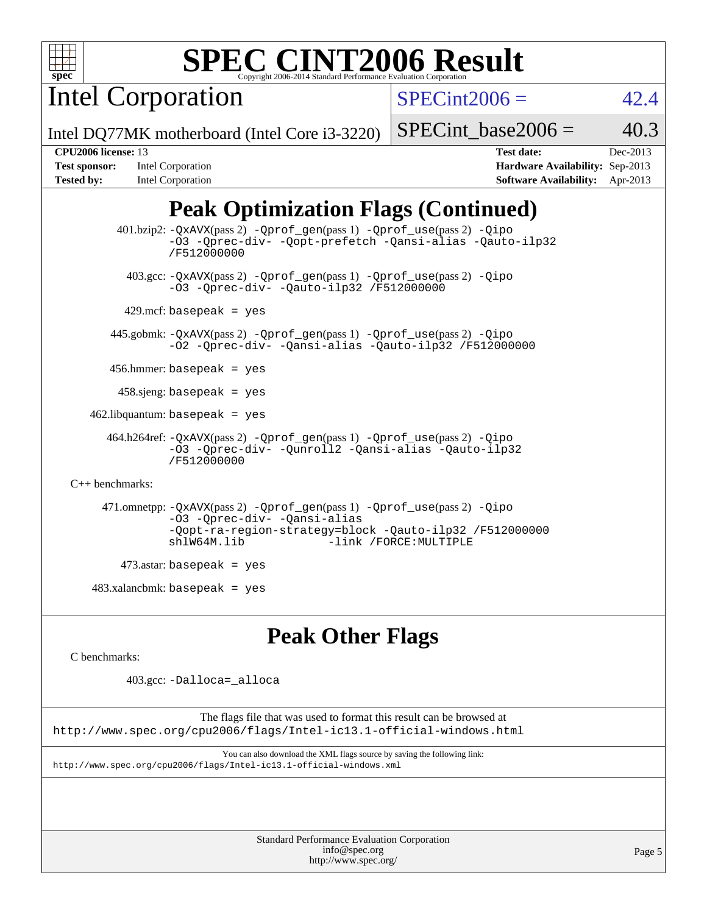# SPEC CINT2006 Result

Copyright 2006-2014 Standard Performance Evaluation Corporation

## Intel Corporation

Intel DQ77MK motherboard (Intel Core i3-3220)

SPECint2006 = 42.4

SPECint_base2006 = 40.3

| | | | |
|---|---|---|---|
| **CPU2006 license:** 13 | | **Test date:** | Dec-2013 |
| **Test sponsor:** | Intel Corporation | **Hardware Availability:** | Sep-2013 |
| **Tested by:** | Intel Corporation | **Software Availability:** | Apr-2013 |

## Peak Optimization Flags (Continued)

401.bzip2: -QxAVX(pass 2) -Qprof_gen(pass 1) -Qprof_use(pass 2) -Qipo -O3 -Qprec-div- -Qopt-prefetch -Qansi-alias -Qauto-ilp32 /F512000000

403.gcc: -QxAVX(pass 2) -Qprof_gen(pass 1) -Qprof_use(pass 2) -Qipo -O3 -Qprec-div- -Qauto-ilp32 /F512000000

429.mcf: basepeak = yes

445.gobmk: -QxAVX(pass 2) -Qprof_gen(pass 1) -Qprof_use(pass 2) -Qipo -O2 -Qprec-div- -Qansi-alias -Qauto-ilp32 /F512000000

456.hmmer: basepeak = yes

458.sjeng: basepeak = yes

462.libquantum: basepeak = yes

464.h264ref: -QxAVX(pass 2) -Qprof_gen(pass 1) -Qprof_use(pass 2) -Qipo -O3 -Qprec-div- -Qunroll2 -Qansi-alias -Qauto-ilp32 /F512000000

C++ benchmarks:

471.omnetpp: -QxAVX(pass 2) -Qprof_gen(pass 1) -Qprof_use(pass 2) -Qipo -O3 -Qprec-div- -Qansi-alias -Qopt-ra-region-strategy=block -Qauto-ilp32 /F512000000 shlW64M.lib -link /FORCE:MULTIPLE

473.astar: basepeak = yes

483.xalancbmk: basepeak = yes

## Peak Other Flags

C benchmarks:

403.gcc: -Dalloca=_alloca

The flags file that was used to format this result can be browsed at
http://www.spec.org/cpu2006/flags/Intel-ic13.1-official-windows.html

You can also download the XML flags source by saving the following link:
http://www.spec.org/cpu2006/flags/Intel-ic13.1-official-windows.xml

Standard Performance Evaluation Corporation
info@spec.org
http://www.spec.org/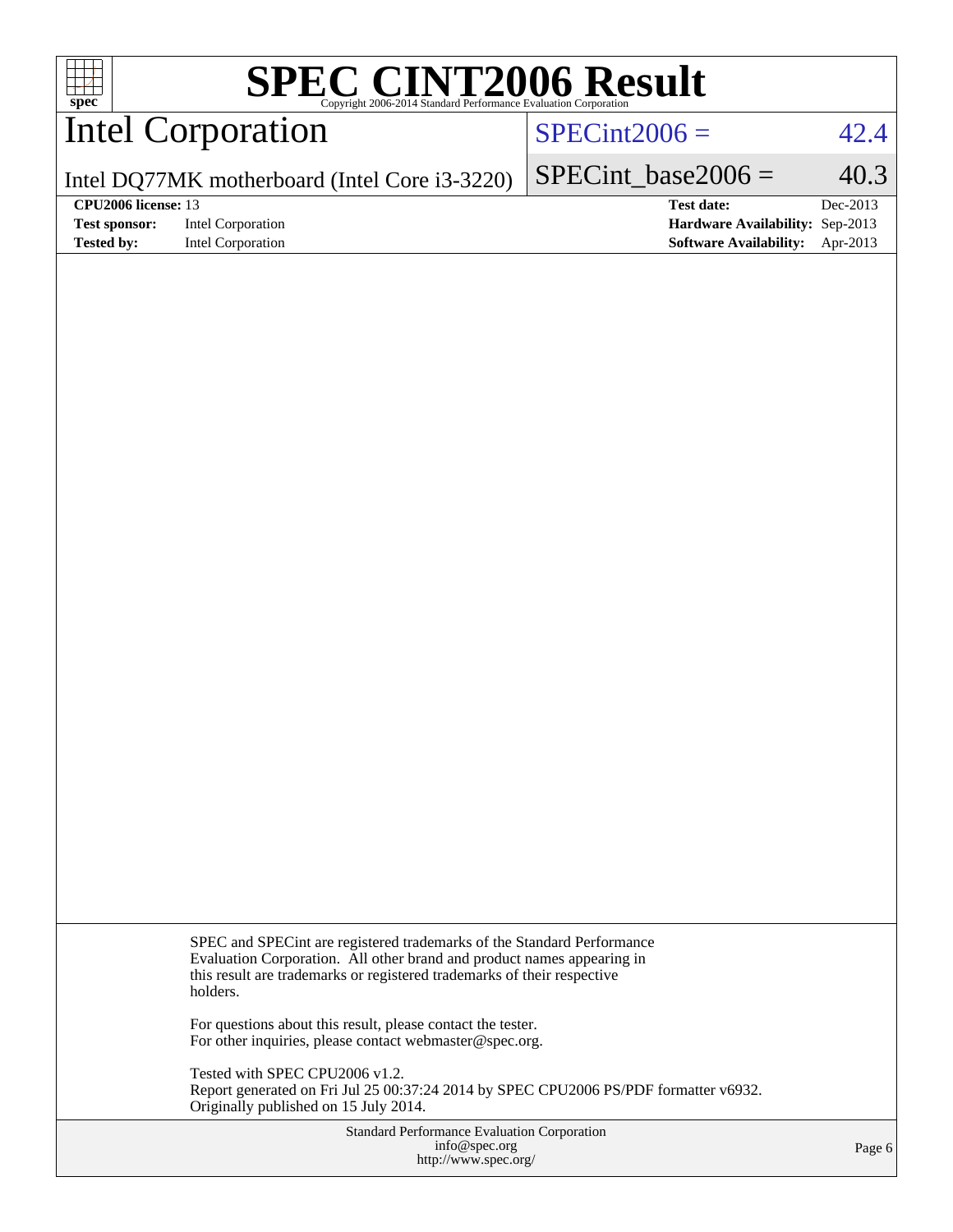SPEC and SPECint are registered trademarks of the Standard Performance Evaluation Corporation. All other brand and product names appearing in this result are trademarks or registered trademarks of their respective holders.

For questions about this result, please contact the tester.
For other inquiries, please contact webmaster@spec.org.

Tested with SPEC CPU2006 v1.2.
Report generated on Fri Jul 25 00:37:24 2014 by SPEC CPU2006 PS/PDF formatter v6932.
Originally published on 15 July 2014.